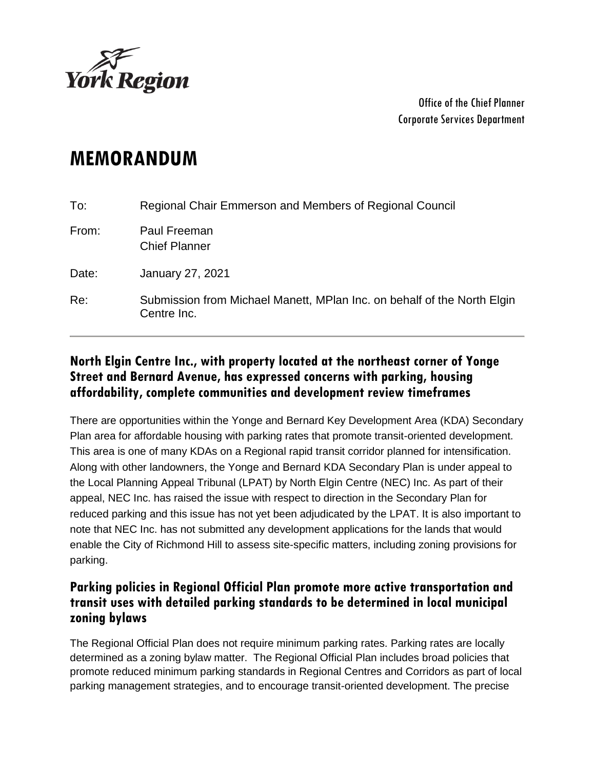York Region

Office of the Chief Planner
Corporate Services Department

# MEMORANDUM

To: Regional Chair Emmerson and Members of Regional Council

From: Paul Freeman
Chief Planner

Date: January 27, 2021

Re: Submission from Michael Manett, MPlan Inc. on behalf of the North Elgin Centre Inc.

---

## North Elgin Centre Inc., with property located at the northeast corner of Yonge Street and Bernard Avenue, has expressed concerns with parking, housing affordability, complete communities and development review timeframes

There are opportunities within the Yonge and Bernard Key Development Area (KDA) Secondary Plan area for affordable housing with parking rates that promote transit-oriented development. This area is one of many KDAs on a Regional rapid transit corridor planned for intensification. Along with other landowners, the Yonge and Bernard KDA Secondary Plan is under appeal to the Local Planning Appeal Tribunal (LPAT) by North Elgin Centre (NEC) Inc. As part of their appeal, NEC Inc. has raised the issue with respect to direction in the Secondary Plan for reduced parking and this issue has not yet been adjudicated by the LPAT. It is also important to note that NEC Inc. has not submitted any development applications for the lands that would enable the City of Richmond Hill to assess site-specific matters, including zoning provisions for parking.

## Parking policies in Regional Official Plan promote more active transportation and transit uses with detailed parking standards to be determined in local municipal zoning bylaws

The Regional Official Plan does not require minimum parking rates. Parking rates are locally determined as a zoning bylaw matter. The Regional Official Plan includes broad policies that promote reduced minimum parking standards in Regional Centres and Corridors as part of local parking management strategies, and to encourage transit-oriented development. The precise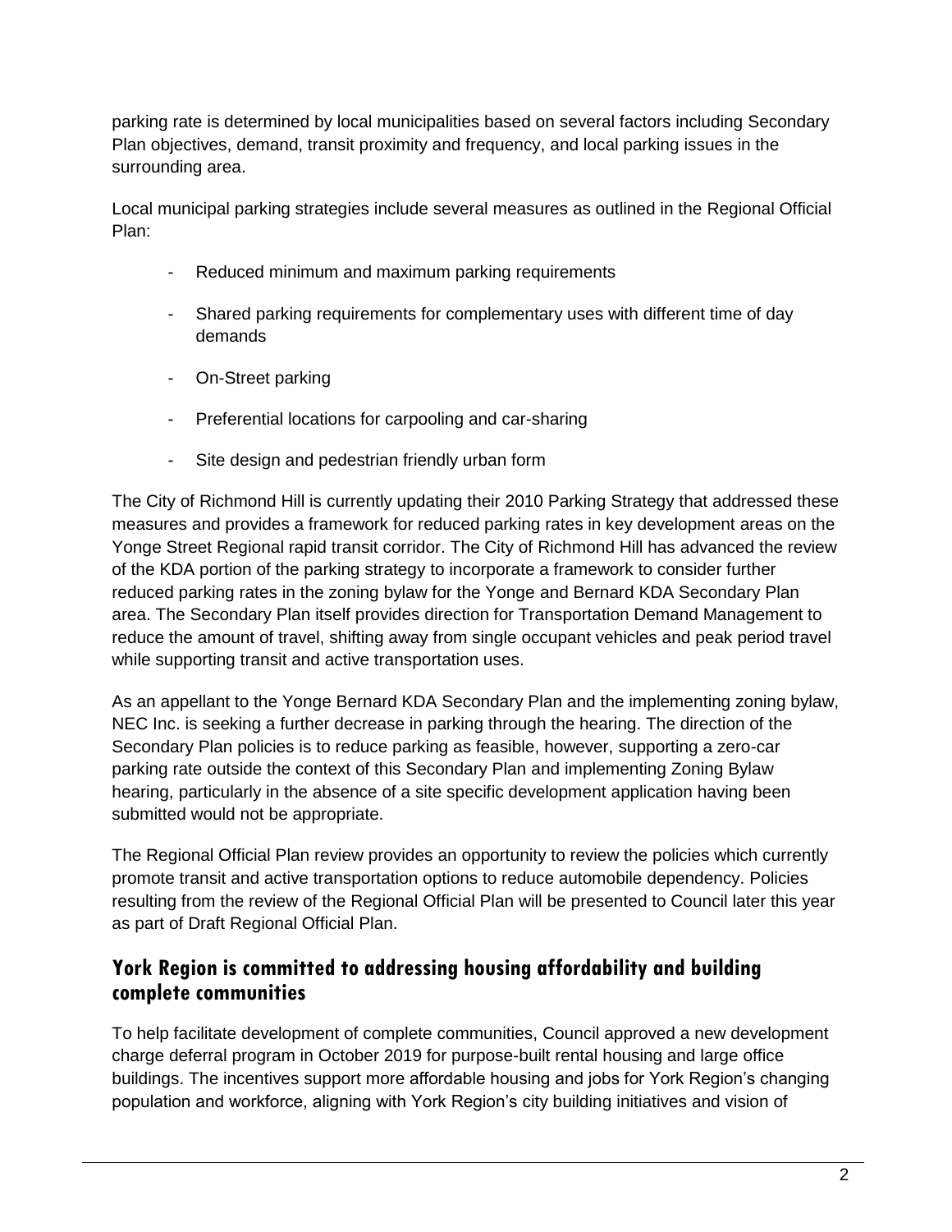parking rate is determined by local municipalities based on several factors including Secondary Plan objectives, demand, transit proximity and frequency, and local parking issues in the surrounding area.

Local municipal parking strategies include several measures as outlined in the Regional Official Plan:

- Reduced minimum and maximum parking requirements
- Shared parking requirements for complementary uses with different time of day demands
- On-Street parking
- Preferential locations for carpooling and car-sharing
- Site design and pedestrian friendly urban form

The City of Richmond Hill is currently updating their 2010 Parking Strategy that addressed these measures and provides a framework for reduced parking rates in key development areas on the Yonge Street Regional rapid transit corridor. The City of Richmond Hill has advanced the review of the KDA portion of the parking strategy to incorporate a framework to consider further reduced parking rates in the zoning bylaw for the Yonge and Bernard KDA Secondary Plan area. The Secondary Plan itself provides direction for Transportation Demand Management to reduce the amount of travel, shifting away from single occupant vehicles and peak period travel while supporting transit and active transportation uses.

As an appellant to the Yonge Bernard KDA Secondary Plan and the implementing zoning bylaw, NEC Inc. is seeking a further decrease in parking through the hearing. The direction of the Secondary Plan policies is to reduce parking as feasible, however, supporting a zero-car parking rate outside the context of this Secondary Plan and implementing Zoning Bylaw hearing, particularly in the absence of a site specific development application having been submitted would not be appropriate.

The Regional Official Plan review provides an opportunity to review the policies which currently promote transit and active transportation options to reduce automobile dependency. Policies resulting from the review of the Regional Official Plan will be presented to Council later this year as part of Draft Regional Official Plan.

## York Region is committed to addressing housing affordability and building complete communities

To help facilitate development of complete communities, Council approved a new development charge deferral program in October 2019 for purpose-built rental housing and large office buildings. The incentives support more affordable housing and jobs for York Region's changing population and workforce, aligning with York Region's city building initiatives and vision of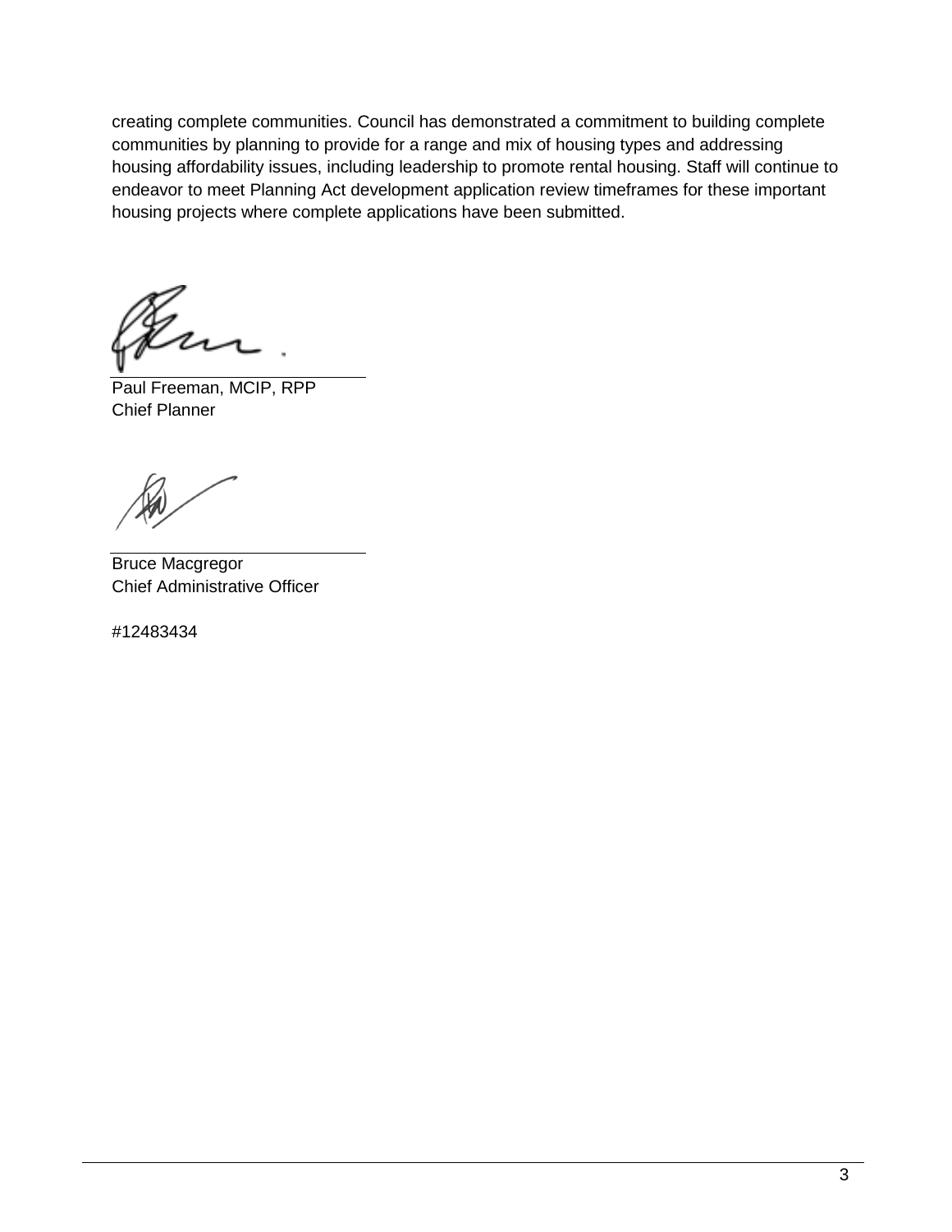creating complete communities. Council has demonstrated a commitment to building complete communities by planning to provide for a range and mix of housing types and addressing housing affordability issues, including leadership to promote rental housing. Staff will continue to endeavor to meet Planning Act development application review timeframes for these important housing projects where complete applications have been submitted.

Paul Freeman, MCIP, RPP
Chief Planner

Bruce Macgregor
Chief Administrative Officer

#12483434